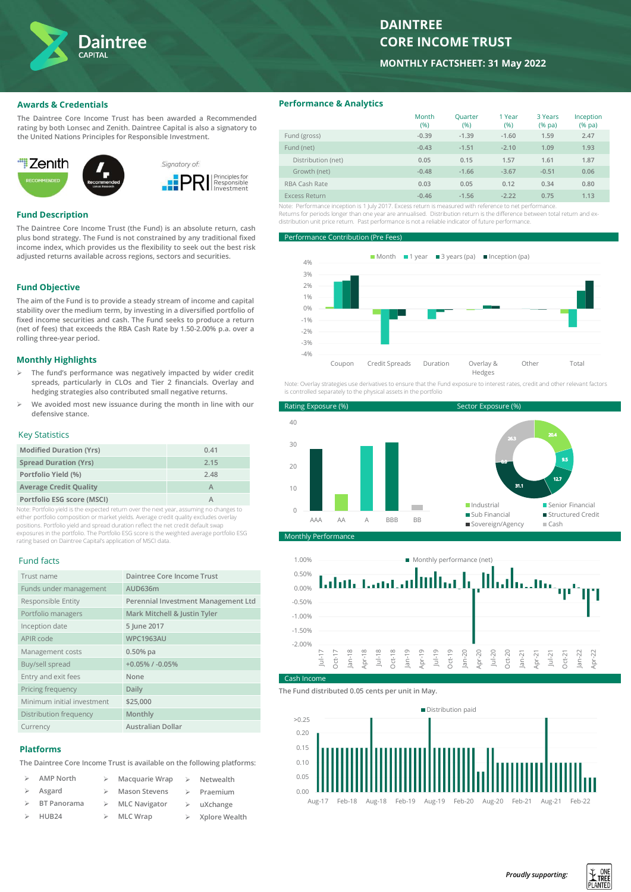# DAINTREE CORE INCOME TRUST

**MONTHLY FACTSHEET: 31 May 2022**

## Awards & Credentials

The Daintree Core Income Trust has been awarded a Recommended rating by both Lonsec and Zenith. Daintree Capital is also a signatory to the United Nations Principles for Responsible Investment.

Signatory of: PRI Principles for Responsible Investment

## Fund Description

The Daintree Core Income Trust (the Fund) is an absolute return, cash plus bond strategy. The Fund is not constrained by any traditional fixed income index, which provides us the flexibility to seek out the best risk adjusted returns available across regions, sectors and securities.

## Fund Objective

The aim of the Fund is to provide a steady stream of income and capital stability over the medium term, by investing in a diversified portfolio of fixed income securities and cash. The Fund seeks to produce a return (net of fees) that exceeds the RBA Cash Rate by 1.50-2.00% p.a. over a rolling three-year period.

## Monthly Highlights

- The fund's performance was negatively impacted by wider credit spreads, particularly in CLOs and Tier 2 financials. Overlay and hedging strategies also contributed small negative returns.
- We avoided most new issuance during the month in line with our defensive stance.

## Key Statistics

| | |
|---|---|
| Modified Duration (Yrs) | 0.41 |
| Spread Duration (Yrs) | 2.15 |
| Portfolio Yield (%) | 2.48 |
| Average Credit Quality | A |
| Portfolio ESG score (MSCI) | A |

Note: Portfolio yield is the expected return over the next year, assuming no changes to either portfolio composition or market yields. Average credit quality excludes overlay positions. Portfolio yield and spread duration reflect the net credit default swap exposures in the portfolio. The Portfolio ESG score is the weighted average portfolio ESG rating based on Daintree Capital's application of MSCI data.

## Fund facts

| | |
|---|---|
| Trust name | Daintree Core Income Trust |
| Funds under management | AUD636m |
| Responsible Entity | Perennial Investment Management Ltd |
| Portfolio managers | Mark Mitchell & Justin Tyler |
| Inception date | 5 June 2017 |
| APIR code | WPC1963AU |
| Management costs | 0.50% pa |
| Buy/sell spread | +0.05% / -0.05% |
| Entry and exit fees | None |
| Pricing frequency | Daily |
| Minimum initial investment | $25,000 |
| Distribution frequency | Monthly |
| Currency | Australian Dollar |

## Platforms

The Daintree Core Income Trust is available on the following platforms:

- AMP North
- Asgard
- BT Panorama
- HUB24
- Macquarie Wrap
- Mason Stevens
- MLC Navigator
- MLC Wrap
- Netwealth
- Praemium
- uXchange
- Xplore Wealth

## Performance & Analytics

| | Month (%) | Quarter (%) | 1 Year (%) | 3 Years (% pa) | Inception (% pa) |
|---|---|---|---|---|---|
| Fund (gross) | -0.39 | -1.39 | -1.60 | 1.59 | 2.47 |
| Fund (net) | -0.43 | -1.51 | -2.10 | 1.09 | 1.93 |
| Distribution (net) | 0.05 | 0.15 | 1.57 | 1.61 | 1.87 |
| Growth (net) | -0.48 | -1.66 | -3.67 | -0.51 | 0.06 |
| RBA Cash Rate | 0.03 | 0.05 | 0.12 | 0.34 | 0.80 |
| Excess Return | -0.46 | -1.56 | -2.22 | 0.75 | 1.13 |

Note: Performance inception is 1 July 2017. Excess return is measured with reference to net performance. Returns for periods longer than one year are annualised. Distribution return is the difference between total return and ex-distribution unit price return. Past performance is not a reliable indicator of future performance.

### Performance Contribution (Pre Fees)

Legend: Month, 1 year, 3 years (pa), Inception (pa). Categories: Coupon, Credit Spreads, Duration, Overlay & Hedges, Other, Total.

Note: Overlay strategies use derivatives to ensure that the Fund exposure to interest rates, credit and other relevant factors is controlled separately to the physical assets in the portfolio

### Rating Exposure (%)

Categories: AAA, AA, A, BBB, BB.

### Sector Exposure (%)

| Sector | % |
|---|---|
| Industrial | 20.4 |
| Senior Financial | 9.5 |
| Sub Financial | 12.7 |
| Structured Credit | 31.1 |
| Sovereign/Agency | 0.0 |
| Cash | 26.3 |

### Monthly Performance

Monthly performance (net), Jul-17 to Apr-22.

### Cash Income

The Fund distributed 0.05 cents per unit in May.

Distribution paid, Aug-17 to Feb-22.

*Proudly supporting:* One Tree Planted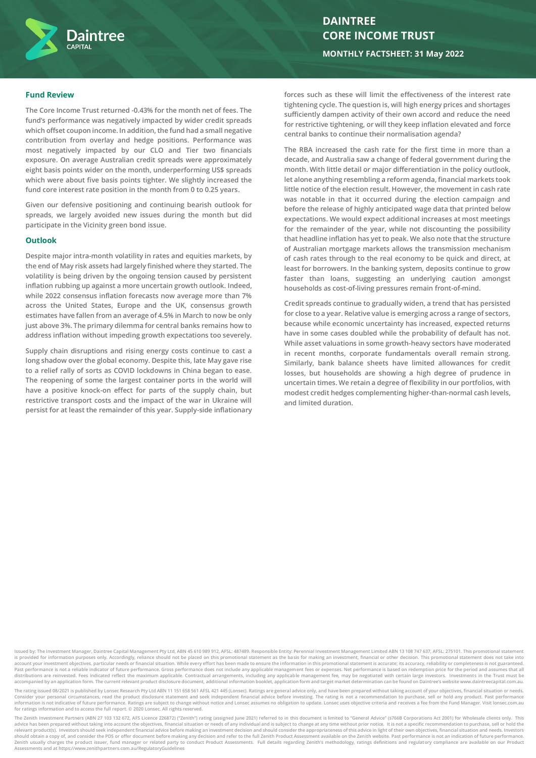# DAINTREE CORE INCOME TRUST

**MONTHLY FACTSHEET: 31 May 2022**

## Fund Review

The Core Income Trust returned -0.43% for the month net of fees. The fund's performance was negatively impacted by wider credit spreads which offset coupon income. In addition, the fund had a small negative contribution from overlay and hedge positions. Performance was most negatively impacted by our CLO and Tier two financials exposure. On average Australian credit spreads were approximately eight basis points wider on the month, underperforming US$ spreads which were about five basis points tighter. We slightly increased the fund core interest rate position in the month from 0 to 0.25 years.

Given our defensive positioning and continuing bearish outlook for spreads, we largely avoided new issues during the month but did participate in the Vicinity green bond issue.

## Outlook

Despite major intra-month volatility in rates and equities markets, by the end of May risk assets had largely finished where they started. The volatility is being driven by the ongoing tension caused by persistent inflation rubbing up against a more uncertain growth outlook. Indeed, while 2022 consensus inflation forecasts now average more than 7% across the United States, Europe and the UK, consensus growth estimates have fallen from an average of 4.5% in March to now be only just above 3%. The primary dilemma for central banks remains how to address inflation without impeding growth expectations too severely.

Supply chain disruptions and rising energy costs continue to cast a long shadow over the global economy. Despite this, late May gave rise to a relief rally of sorts as COVID lockdowns in China began to ease. The reopening of some the largest container ports in the world will have a positive knock-on effect for parts of the supply chain, but restrictive transport costs and the impact of the war in Ukraine will persist for at least the remainder of this year. Supply-side inflationary forces such as these will limit the effectiveness of the interest rate tightening cycle. The question is, will high energy prices and shortages sufficiently dampen activity of their own accord and reduce the need for restrictive tightening, or will they keep inflation elevated and force central banks to continue their normalisation agenda?

The RBA increased the cash rate for the first time in more than a decade, and Australia saw a change of federal government during the month. With little detail or major differentiation in the policy outlook, let alone anything resembling a reform agenda, financial markets took little notice of the election result. However, the movement in cash rate was notable in that it occurred during the election campaign and before the release of highly anticipated wage data that printed below expectations. We would expect additional increases at most meetings for the remainder of the year, while not discounting the possibility that headline inflation has yet to peak. We also note that the structure of Australian mortgage markets allows the transmission mechanism of cash rates through to the real economy to be quick and direct, at least for borrowers. In the banking system, deposits continue to grow faster than loans, suggesting an underlying caution amongst households as cost-of-living pressures remain front-of-mind.

Credit spreads continue to gradually widen, a trend that has persisted for close to a year. Relative value is emerging across a range of sectors, because while economic uncertainty has increased, expected returns have in some cases doubled while the probability of default has not. While asset valuations in some growth-heavy sectors have moderated in recent months, corporate fundamentals overall remain strong. Similarly, bank balance sheets have limited allowances for credit losses, but households are showing a high degree of prudence in uncertain times. We retain a degree of flexibility in our portfolios, with modest credit hedges complementing higher-than-normal cash levels, and limited duration.

Issued by: The Investment Manager, Daintree Capital Management Pty Ltd, ABN 45 610 989 912, AFSL: 487489. Responsible Entity: Perennial Investment Management Limited ABN 13 108 747 637, AFSL: 275101. This promotional statement is provided for information purposes only. Accordingly, reliance should not be placed on this promotional statement as the basis for making an investment, financial or other decision. This promotional statement does not take into account your investment objectives, particular needs or financial situation. While every effort has been made to ensure the information in this promotional statement is accurate; its accuracy, reliability or completeness is not guaranteed. Past performance is not a reliable indicator of future performance. Gross performance does not include any applicable management fees or expenses. Net performance is based on redemption price for the period and assumes that all distributions are reinvested. Fees indicated reflect the maximum applicable. Contractual arrangements, including any applicable management fee, may be negotiated with certain large investors. Investments in the Trust must be accompanied by an application form. The current relevant product disclosure document, additional information booklet, application form and target market determination can be found on Daintree's website www.daintreecapital.com.au.

The rating issued 08/2021 is published by Lonsec Research Pty Ltd ABN 11 151 658 561 AFSL 421 445 (Lonsec). Ratings are general advice only, and have been prepared without taking account of your objectives, financial situation or needs. Consider your personal circumstances, read the product disclosure statement and seek independent financial advice before investing. The rating is not a recommendation to purchase, sell or hold any product. Past performance information is not indicative of future performance. Ratings are subject to change without notice and Lonsec assumes no obligation to update. Lonsec uses objective criteria and receives a fee from the Fund Manager. Visit lonsec.com.au for ratings information and to access the full report. © 2020 Lonsec. All rights reserved.

The Zenith Investment Partners (ABN 27 103 132 672, AFS Licence 226872) ("Zenith") rating (assigned June 2021) referred to in this document is limited to "General Advice" (s766B Corporations Act 2001) for Wholesale clients only. This advice has been prepared without taking into account the objectives, financial situation or needs of any individual and is subject to change at any time without prior notice. It is not a specific recommendation to purchase, sell or hold the relevant product(s). Investors should seek independent financial advice before making an investment decision and should consider the appropriateness of this advice in light of their own objectives, financial situation and needs. Investors should obtain a copy of, and consider the PDS or offer document before making any decision and refer to the full Zenith Product Assessment available on the Zenith website. Past performance is not an indication of future performance. Zenith usually charges the product issuer, fund manager or related party to conduct Product Assessments. Full details regarding Zenith's methodology, ratings definitions and regulatory compliance are available on our Product Assessments and at https://www.zenithpartners.com.au/RegulatoryGuidelines